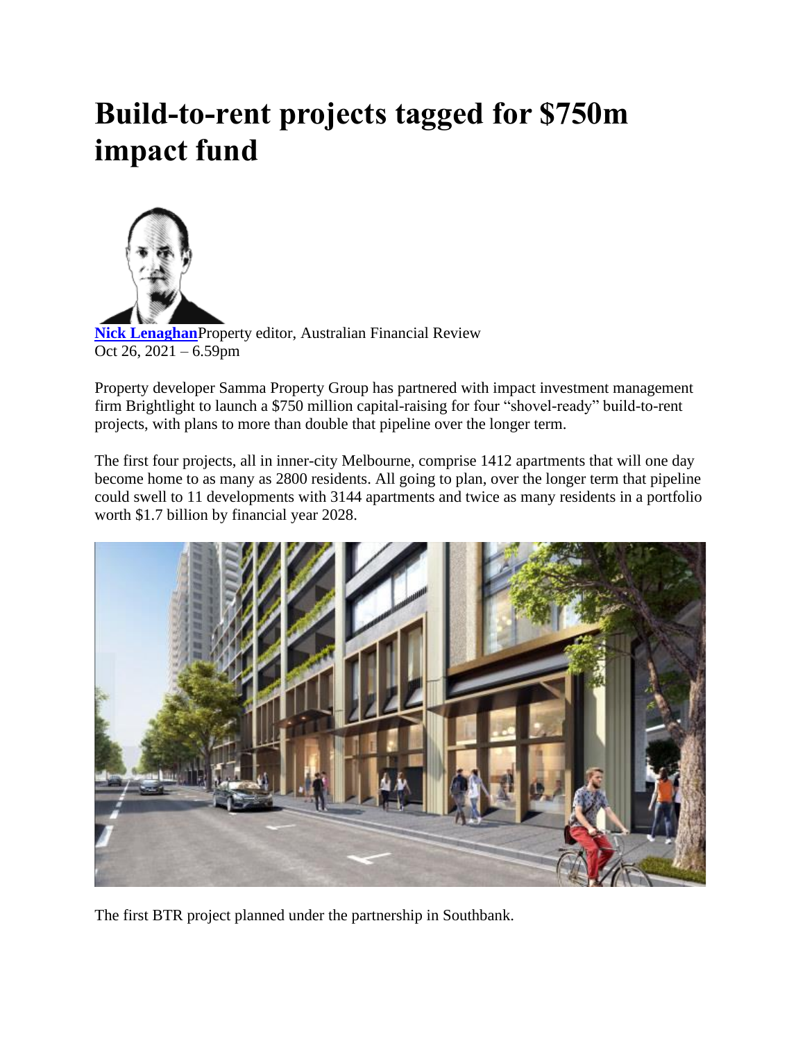# Build-to-rent projects tagged for $750m impact fund

**Nick Lenaghan** Property editor, Australian Financial Review
Oct 26, 2021 – 6.59pm

Property developer Samma Property Group has partnered with impact investment management firm Brightlight to launch a $750 million capital-raising for four "shovel-ready" build-to-rent projects, with plans to more than double that pipeline over the longer term.

The first four projects, all in inner-city Melbourne, comprise 1412 apartments that will one day become home to as many as 2800 residents. All going to plan, over the longer term that pipeline could swell to 11 developments with 3144 apartments and twice as many residents in a portfolio worth $1.7 billion by financial year 2028.

The first BTR project planned under the partnership in Southbank.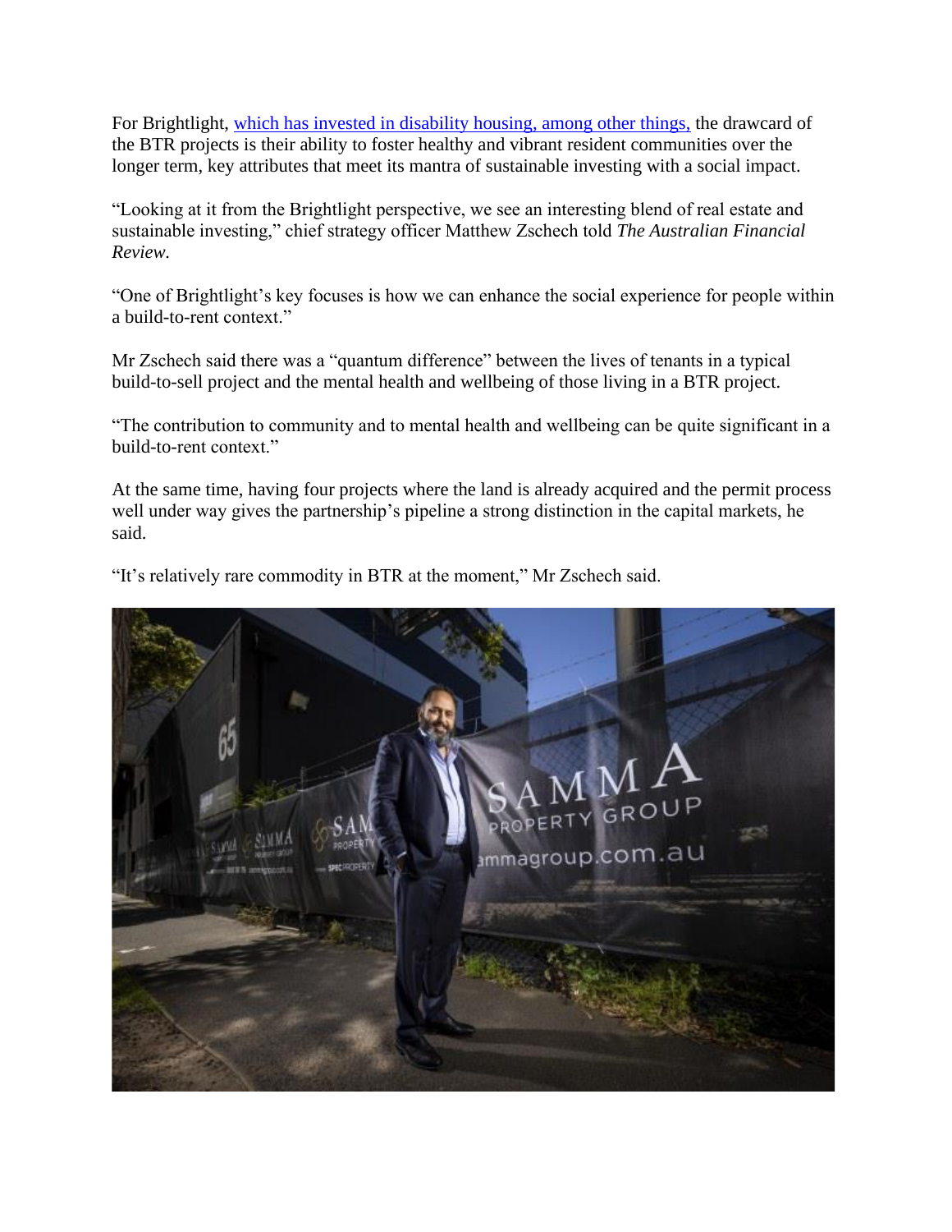For Brightlight, [which has invested in disability housing, among other things,] the drawcard of the BTR projects is their ability to foster healthy and vibrant resident communities over the longer term, key attributes that meet its mantra of sustainable investing with a social impact.

"Looking at it from the Brightlight perspective, we see an interesting blend of real estate and sustainable investing," chief strategy officer Matthew Zschech told *The Australian Financial Review*.

"One of Brightlight's key focuses is how we can enhance the social experience for people within a build-to-rent context."

Mr Zschech said there was a "quantum difference" between the lives of tenants in a typical build-to-sell project and the mental health and wellbeing of those living in a BTR project.

"The contribution to community and to mental health and wellbeing can be quite significant in a build-to-rent context."

At the same time, having four projects where the land is already acquired and the permit process well under way gives the partnership's pipeline a strong distinction in the capital markets, he said.

"It's relatively rare commodity in BTR at the moment," Mr Zschech said.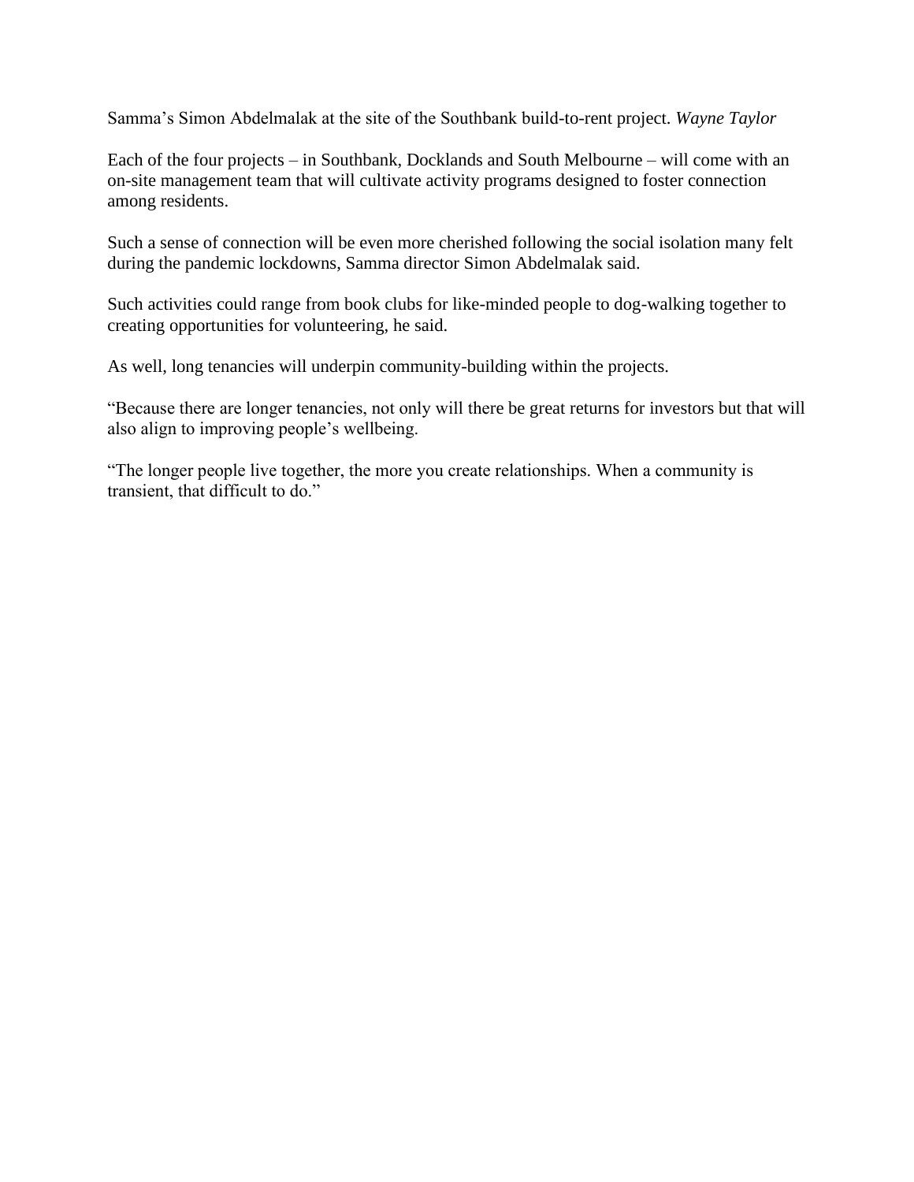Samma's Simon Abdelmalak at the site of the Southbank build-to-rent project. *Wayne Taylor*

Each of the four projects – in Southbank, Docklands and South Melbourne – will come with an on-site management team that will cultivate activity programs designed to foster connection among residents.

Such a sense of connection will be even more cherished following the social isolation many felt during the pandemic lockdowns, Samma director Simon Abdelmalak said.

Such activities could range from book clubs for like-minded people to dog-walking together to creating opportunities for volunteering, he said.

As well, long tenancies will underpin community-building within the projects.

"Because there are longer tenancies, not only will there be great returns for investors but that will also align to improving people's wellbeing.

"The longer people live together, the more you create relationships. When a community is transient, that difficult to do."